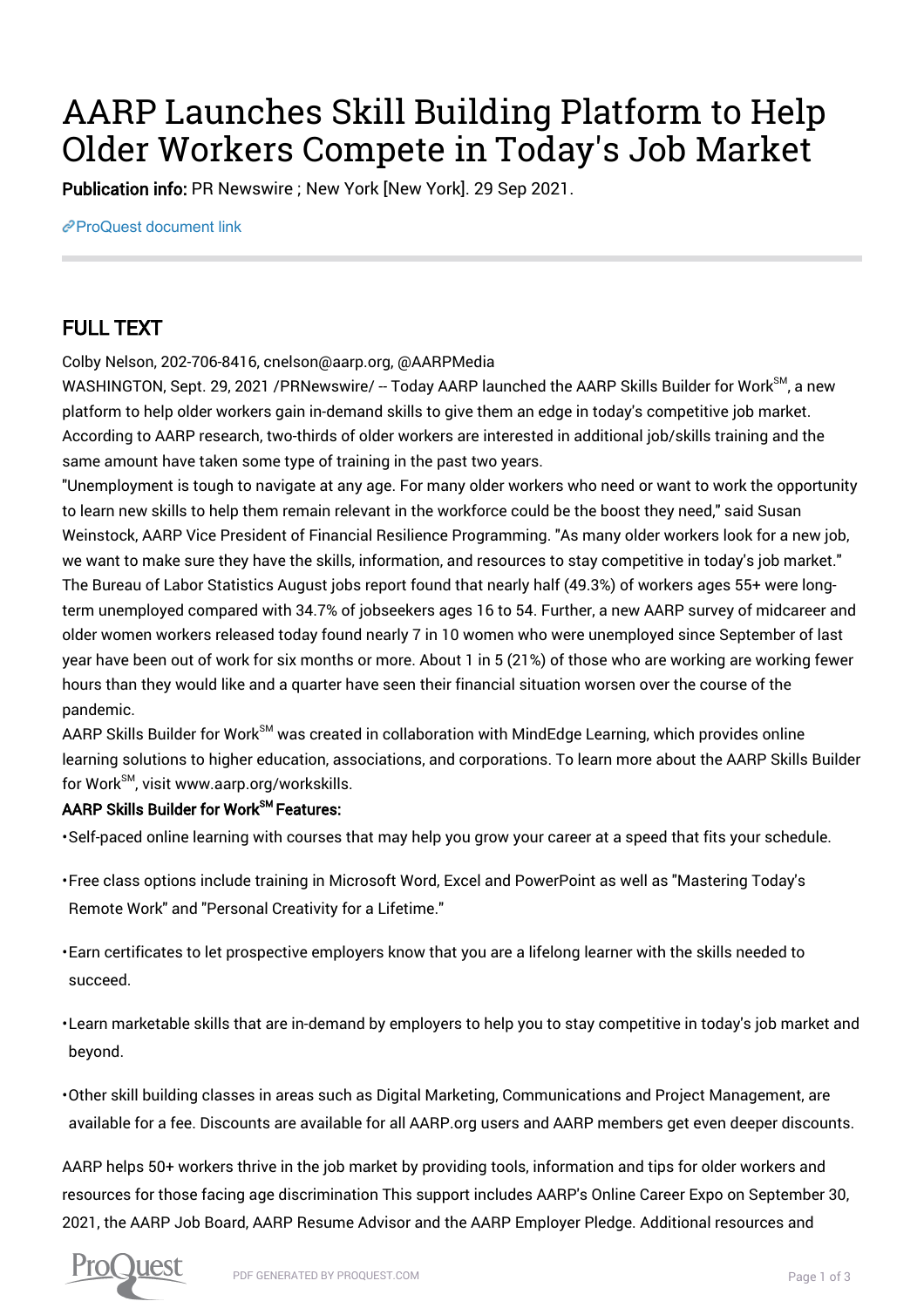# AARP Launches Skill Building Platform to Help Older Workers Compete in Today's Job Market

**Publication info:** PR Newswire ; New York [New York]. 29 Sep 2021.

ProQuest document link

## FULL TEXT

Colby Nelson, 202-706-8416, cnelson@aarp.org, @AARPMedia

WASHINGTON, Sept. 29, 2021 /PRNewswire/ -- Today AARP launched the AARP Skills Builder for Work℠, a new platform to help older workers gain in-demand skills to give them an edge in today's competitive job market. According to AARP research, two-thirds of older workers are interested in additional job/skills training and the same amount have taken some type of training in the past two years.

"Unemployment is tough to navigate at any age. For many older workers who need or want to work the opportunity to learn new skills to help them remain relevant in the workforce could be the boost they need," said Susan Weinstock, AARP Vice President of Financial Resilience Programming. "As many older workers look for a new job, we want to make sure they have the skills, information, and resources to stay competitive in today's job market."

The Bureau of Labor Statistics August jobs report found that nearly half (49.3%) of workers ages 55+ were long-term unemployed compared with 34.7% of jobseekers ages 16 to 54. Further, a new AARP survey of midcareer and older women workers released today found nearly 7 in 10 women who were unemployed since September of last year have been out of work for six months or more. About 1 in 5 (21%) of those who are working are working fewer hours than they would like and a quarter have seen their financial situation worsen over the course of the pandemic.

AARP Skills Builder for Work℠ was created in collaboration with MindEdge Learning, which provides online learning solutions to higher education, associations, and corporations. To learn more about the AARP Skills Builder for Work℠, visit www.aarp.org/workskills.

### AARP Skills Builder for Work℠ Features:

- Self-paced online learning with courses that may help you grow your career at a speed that fits your schedule.
- Free class options include training in Microsoft Word, Excel and PowerPoint as well as "Mastering Today's Remote Work" and "Personal Creativity for a Lifetime."
- Earn certificates to let prospective employers know that you are a lifelong learner with the skills needed to succeed.
- Learn marketable skills that are in-demand by employers to help you to stay competitive in today's job market and beyond.
- Other skill building classes in areas such as Digital Marketing, Communications and Project Management, are available for a fee. Discounts are available for all AARP.org users and AARP members get even deeper discounts.

AARP helps 50+ workers thrive in the job market by providing tools, information and tips for older workers and resources for those facing age discrimination This support includes AARP's Online Career Expo on September 30, 2021, the AARP Job Board, AARP Resume Advisor and the AARP Employer Pledge. Additional resources and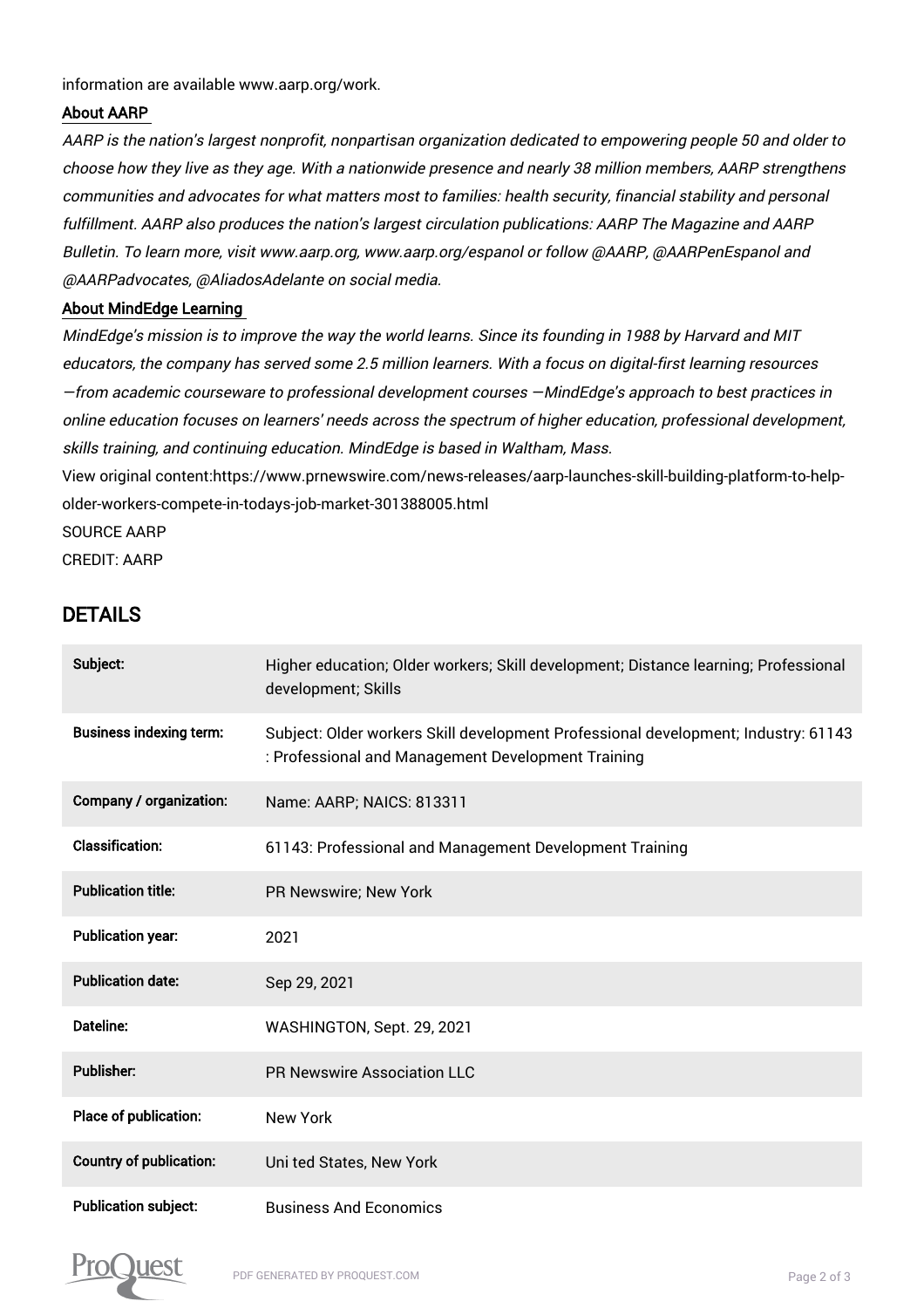information are available www.aarp.org/work.

**About AARP**

*AARP is the nation's largest nonprofit, nonpartisan organization dedicated to empowering people 50 and older to choose how they live as they age. With a nationwide presence and nearly 38 million members, AARP strengthens communities and advocates for what matters most to families: health security, financial stability and personal fulfillment. AARP also produces the nation's largest circulation publications: AARP The Magazine and AARP Bulletin. To learn more, visit www.aarp.org, www.aarp.org/espanol or follow @AARP, @AARPenEspanol and @AARPadvocates, @AliadosAdelante on social media.*

**About MindEdge Learning**

*MindEdge's mission is to improve the way the world learns. Since its founding in 1988 by Harvard and MIT educators, the company has served some 2.5 million learners. With a focus on digital-first learning resources —from academic courseware to professional development courses —MindEdge's approach to best practices in online education focuses on learners' needs across the spectrum of higher education, professional development, skills training, and continuing education. MindEdge is based in Waltham, Mass.*

View original content:https://www.prnewswire.com/news-releases/aarp-launches-skill-building-platform-to-help-older-workers-compete-in-todays-job-market-301388005.html

SOURCE AARP

CREDIT: AARP

## DETAILS

| | |
|---|---|
| **Subject:** | Higher education; Older workers; Skill development; Distance learning; Professional development; Skills |
| **Business indexing term:** | Subject: Older workers Skill development Professional development; Industry: 61143 : Professional and Management Development Training |
| **Company / organization:** | Name: AARP; NAICS: 813311 |
| **Classification:** | 61143: Professional and Management Development Training |
| **Publication title:** | PR Newswire; New York |
| **Publication year:** | 2021 |
| **Publication date:** | Sep 29, 2021 |
| **Dateline:** | WASHINGTON, Sept. 29, 2021 |
| **Publisher:** | PR Newswire Association LLC |
| **Place of publication:** | New York |
| **Country of publication:** | Uni ted States, New York |
| **Publication subject:** | Business And Economics |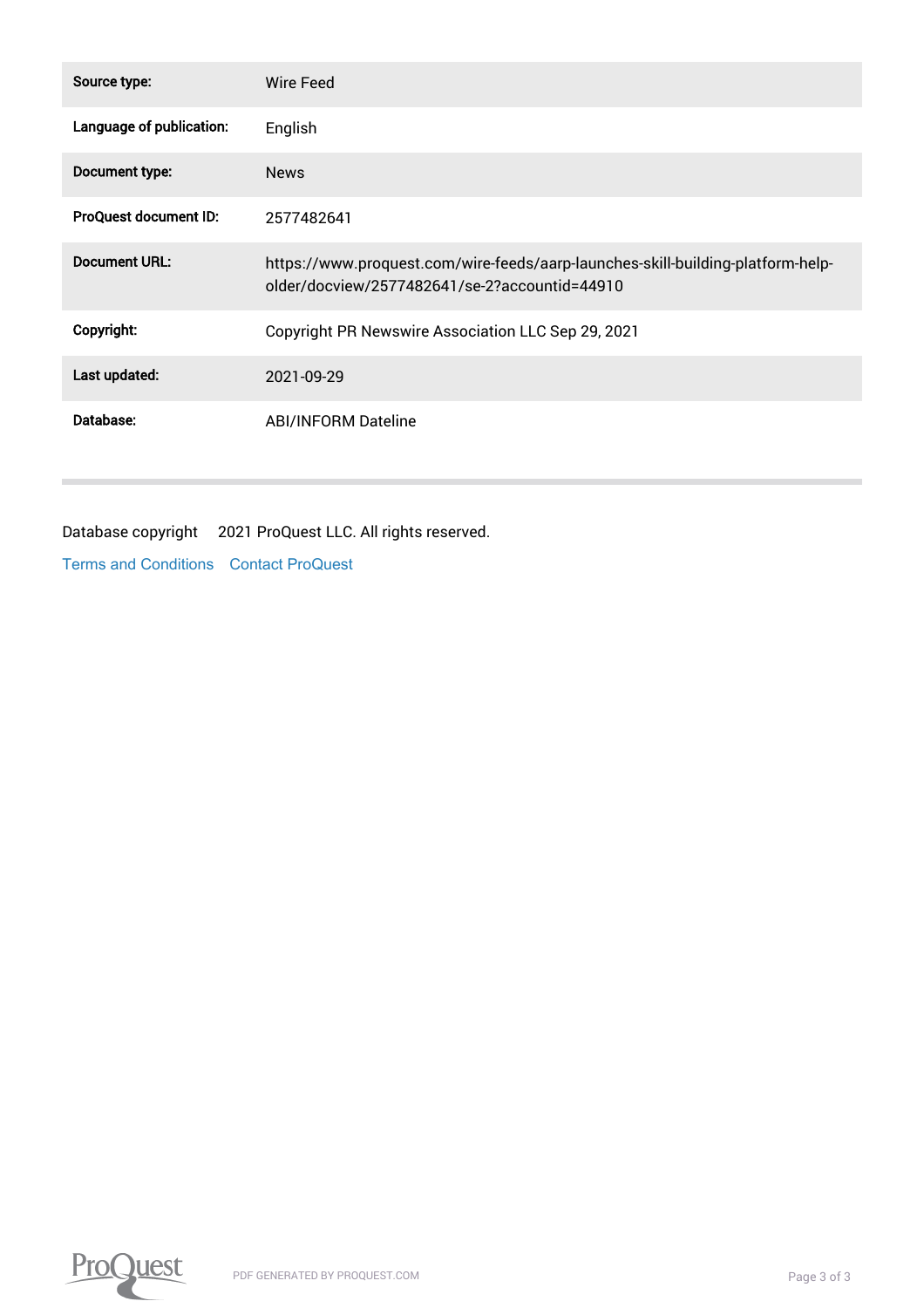| | |
|---|---|
| **Source type:** | Wire Feed |
| **Language of publication:** | English |
| **Document type:** | News |
| **ProQuest document ID:** | 2577482641 |
| **Document URL:** | https://www.proquest.com/wire-feeds/aarp-launches-skill-building-platform-help-older/docview/2577482641/se-2?accountid=44910 |
| **Copyright:** | Copyright PR Newswire Association LLC Sep 29, 2021 |
| **Last updated:** | 2021-09-29 |
| **Database:** | ABI/INFORM Dateline |

Database copyright  2021 ProQuest LLC. All rights reserved.

Terms and Conditions   Contact ProQuest